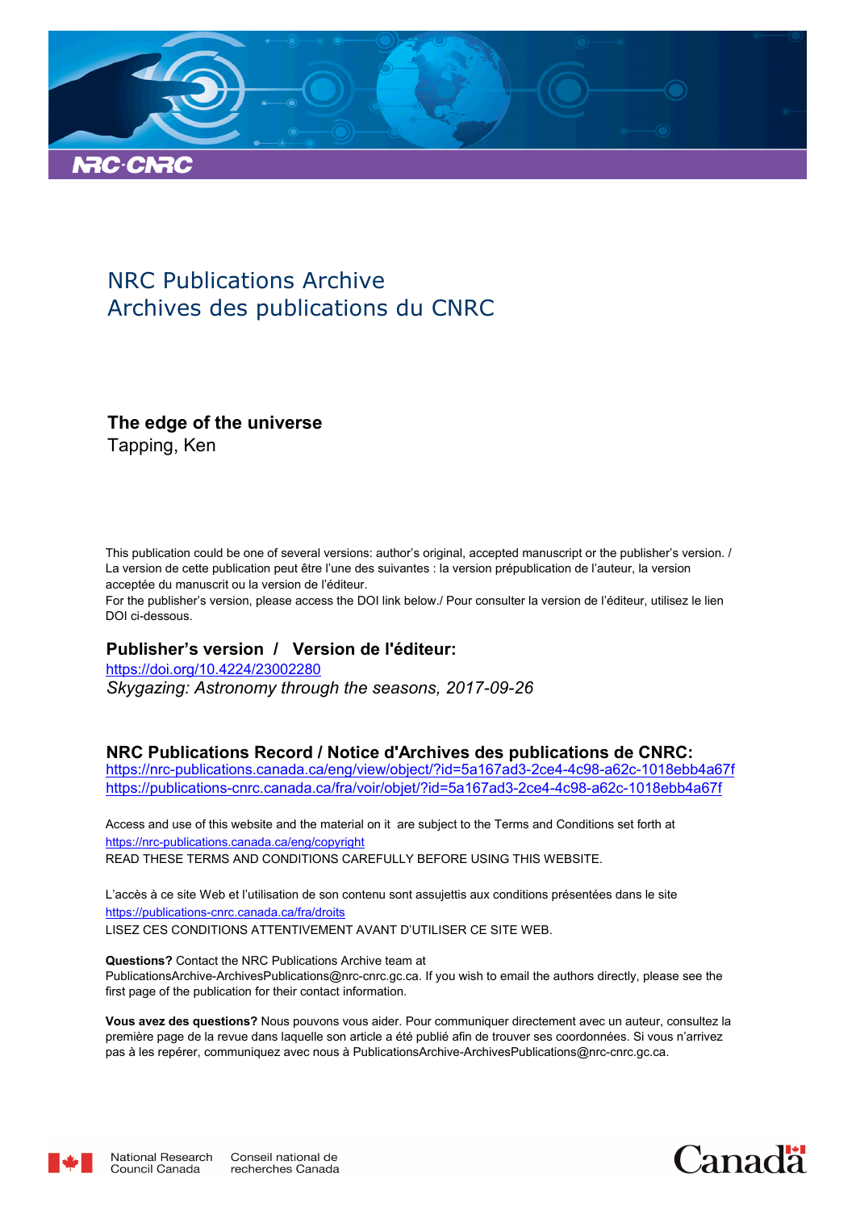# NRC Publications Archive
# Archives des publications du CNRC

## The edge of the universe

Tapping, Ken

This publication could be one of several versions: author's original, accepted manuscript or the publisher's version. / La version de cette publication peut être l'une des suivantes : la version prépublication de l'auteur, la version acceptée du manuscrit ou la version de l'éditeur.

For the publisher's version, please access the DOI link below./ Pour consulter la version de l'éditeur, utilisez le lien DOI ci-dessous.

### Publisher's version / Version de l'éditeur:

https://doi.org/10.4224/23002280

*Skygazing: Astronomy through the seasons, 2017-09-26*

### NRC Publications Record / Notice d'Archives des publications de CNRC:

https://nrc-publications.canada.ca/eng/view/object/?id=5a167ad3-2ce4-4c98-a62c-1018ebb4a67f
https://publications-cnrc.canada.ca/fra/voir/objet/?id=5a167ad3-2ce4-4c98-a62c-1018ebb4a67f

Access and use of this website and the material on it are subject to the Terms and Conditions set forth at https://nrc-publications.canada.ca/eng/copyright
READ THESE TERMS AND CONDITIONS CAREFULLY BEFORE USING THIS WEBSITE.

L'accès à ce site Web et l'utilisation de son contenu sont assujettis aux conditions présentées dans le site https://publications-cnrc.canada.ca/fra/droits
LISEZ CES CONDITIONS ATTENTIVEMENT AVANT D'UTILISER CE SITE WEB.

**Questions?** Contact the NRC Publications Archive team at PublicationsArchive-ArchivesPublications@nrc-cnrc.gc.ca. If you wish to email the authors directly, please see the first page of the publication for their contact information.

**Vous avez des questions?** Nous pouvons vous aider. Pour communiquer directement avec un auteur, consultez la première page de la revue dans laquelle son article a été publié afin de trouver ses coordonnées. Si vous n'arrivez pas à les repérer, communiquez avec nous à PublicationsArchive-ArchivesPublications@nrc-cnrc.gc.ca.

National Research Council Canada | Conseil national de recherches Canada

Canada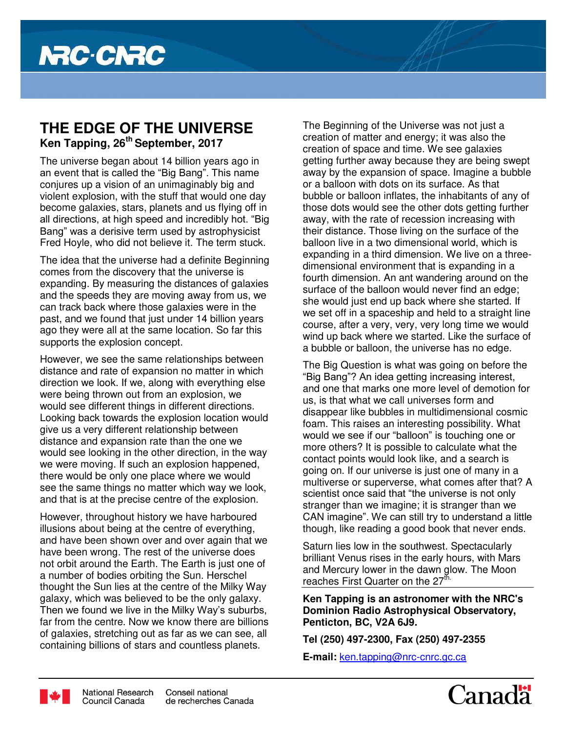# THE EDGE OF THE UNIVERSE

**Ken Tapping, 26th September, 2017**

The universe began about 14 billion years ago in an event that is called the "Big Bang". This name conjures up a vision of an unimaginably big and violent explosion, with the stuff that would one day become galaxies, stars, planets and us flying off in all directions, at high speed and incredibly hot. "Big Bang" was a derisive term used by astrophysicist Fred Hoyle, who did not believe it. The term stuck.

The idea that the universe had a definite Beginning comes from the discovery that the universe is expanding. By measuring the distances of galaxies and the speeds they are moving away from us, we can track back where those galaxies were in the past, and we found that just under 14 billion years ago they were all at the same location. So far this supports the explosion concept.

However, we see the same relationships between distance and rate of expansion no matter in which direction we look. If we, along with everything else were being thrown out from an explosion, we would see different things in different directions. Looking back towards the explosion location would give us a very different relationship between distance and expansion rate than the one we would see looking in the other direction, in the way we were moving. If such an explosion happened, there would be only one place where we would see the same things no matter which way we look, and that is at the precise centre of the explosion.

However, throughout history we have harboured illusions about being at the centre of everything, and have been shown over and over again that we have been wrong. The rest of the universe does not orbit around the Earth. The Earth is just one of a number of bodies orbiting the Sun. Herschel thought the Sun lies at the centre of the Milky Way galaxy, which was believed to be the only galaxy. Then we found we live in the Milky Way's suburbs, far from the centre. Now we know there are billions of galaxies, stretching out as far as we can see, all containing billions of stars and countless planets.

The Beginning of the Universe was not just a creation of matter and energy; it was also the creation of space and time. We see galaxies getting further away because they are being swept away by the expansion of space. Imagine a bubble or a balloon with dots on its surface. As that bubble or balloon inflates, the inhabitants of any of those dots would see the other dots getting further away, with the rate of recession increasing with their distance. Those living on the surface of the balloon live in a two dimensional world, which is expanding in a third dimension. We live on a three-dimensional environment that is expanding in a fourth dimension. An ant wandering around on the surface of the balloon would never find an edge; she would just end up back where she started. If we set off in a spaceship and held to a straight line course, after a very, very, very long time we would wind up back where we started. Like the surface of a bubble or balloon, the universe has no edge.

The Big Question is what was going on before the "Big Bang"? An idea getting increasing interest, and one that marks one more level of demotion for us, is that what we call universes form and disappear like bubbles in multidimensional cosmic foam. This raises an interesting possibility. What would we see if our "balloon" is touching one or more others? It is possible to calculate what the contact points would look like, and a search is going on. If our universe is just one of many in a multiverse or superverse, what comes after that? A scientist once said that "the universe is not only stranger than we imagine; it is stranger than we CAN imagine". We can still try to understand a little though, like reading a good book that never ends.

Saturn lies low in the southwest. Spectacularly brilliant Venus rises in the early hours, with Mars and Mercury lower in the dawn glow. The Moon reaches First Quarter on the 27th.

**Ken Tapping is an astronomer with the NRC's Dominion Radio Astrophysical Observatory, Penticton, BC, V2A 6J9.**

**Tel (250) 497-2300, Fax (250) 497-2355**

**E-mail:** ken.tapping@nrc-cnrc.gc.ca